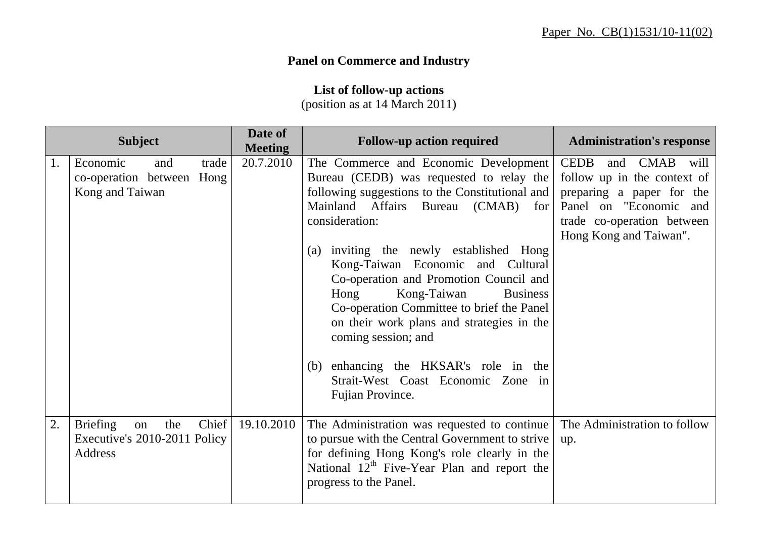Paper No. CB(1)1531/10-11(02)

**Panel on Commerce and Industry**

**List of follow-up actions**
(position as at 14 March 2011)

| | Subject | Date of Meeting | Follow-up action required | Administration's response |
|---|---|---|---|---|
| 1. | Economic and trade co-operation between Hong Kong and Taiwan | 20.7.2010 | The Commerce and Economic Development Bureau (CEDB) was requested to relay the following suggestions to the Constitutional and Mainland Affairs Bureau (CMAB) for consideration:<br><br>(a) inviting the newly established Hong Kong-Taiwan Economic and Cultural Co-operation and Promotion Council and Hong Kong-Taiwan Business Co-operation Committee to brief the Panel on their work plans and strategies in the coming session; and<br><br>(b) enhancing the HKSAR's role in the Strait-West Coast Economic Zone in Fujian Province. | CEDB and CMAB will follow up in the context of preparing a paper for the Panel on "Economic and trade co-operation between Hong Kong and Taiwan". |
| 2. | Briefing on the Chief Executive's 2010-2011 Policy Address | 19.10.2010 | The Administration was requested to continue to pursue with the Central Government to strive for defining Hong Kong's role clearly in the National 12th Five-Year Plan and report the progress to the Panel. | The Administration to follow up. |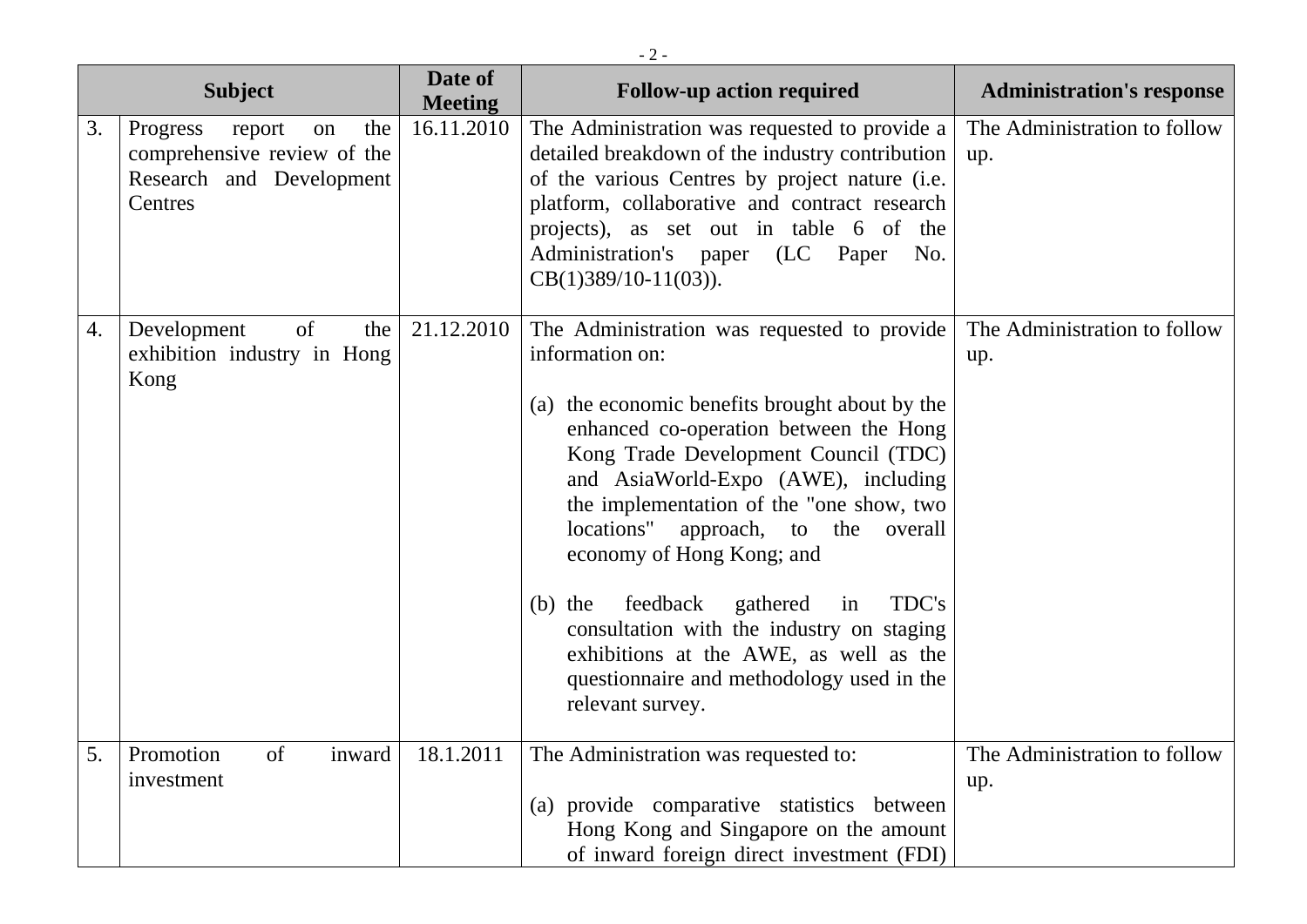| | Subject | Date of Meeting | Follow-up action required | Administration's response |
|---|---|---|---|---|
| 3. | Progress report on the comprehensive review of the Research and Development Centres | 16.11.2010 | The Administration was requested to provide a detailed breakdown of the industry contribution of the various Centres by project nature (i.e. platform, collaborative and contract research projects), as set out in table 6 of the Administration's paper (LC Paper No. CB(1)389/10-11(03)). | The Administration to follow up. |
| 4. | Development of the exhibition industry in Hong Kong | 21.12.2010 | The Administration was requested to provide information on:<br><br>(a) the economic benefits brought about by the enhanced co-operation between the Hong Kong Trade Development Council (TDC) and AsiaWorld-Expo (AWE), including the implementation of the "one show, two locations" approach, to the overall economy of Hong Kong; and<br><br>(b) the feedback gathered in TDC's consultation with the industry on staging exhibitions at the AWE, as well as the questionnaire and methodology used in the relevant survey. | The Administration to follow up. |
| 5. | Promotion of inward investment | 18.1.2011 | The Administration was requested to:<br><br>(a) provide comparative statistics between Hong Kong and Singapore on the amount of inward foreign direct investment (FDI) | The Administration to follow up. |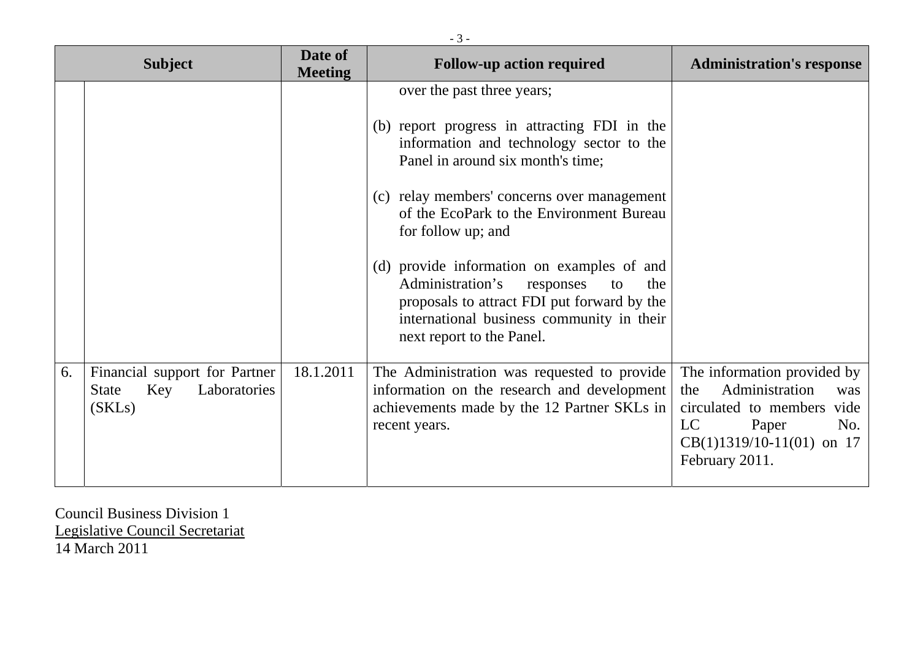| | Subject | Date of Meeting | Follow-up action required | Administration's response |
|---|---|---|---|---|
| | | | over the past three years;<br><br>(b) report progress in attracting FDI in the information and technology sector to the Panel in around six month's time;<br><br>(c) relay members' concerns over management of the EcoPark to the Environment Bureau for follow up; and<br><br>(d) provide information on examples of and Administration's responses to the proposals to attract FDI put forward by the international business community in their next report to the Panel. | |
| 6. | Financial support for Partner State Key Laboratories (SKLs) | 18.1.2011 | The Administration was requested to provide information on the research and development achievements made by the 12 Partner SKLs in recent years. | The information provided by the Administration was circulated to members vide LC Paper No. CB(1)1319/10-11(01) on 17 February 2011. |

Council Business Division 1
Legislative Council Secretariat
14 March 2011